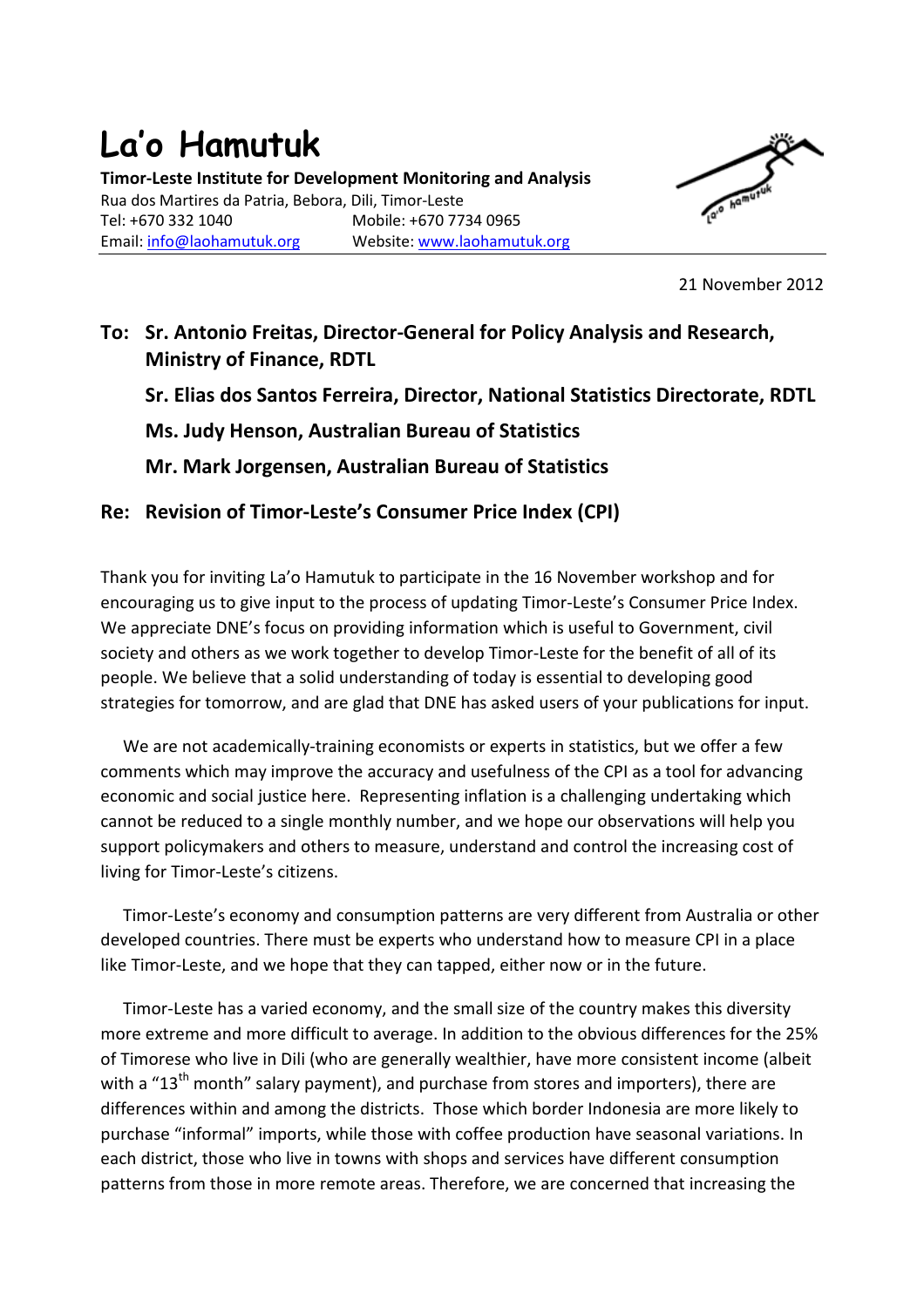# La'o Hamutuk

**Timor-Leste Institute for Development Monitoring and Analysis**
Rua dos Martires da Patria, Bebora, Dili, Timor-Leste
Tel: +670 332 1040    Mobile: +670 7734 0965
Email: info@laohamutuk.org    Website: www.laohamutuk.org

21 November 2012

**To: Sr. Antonio Freitas, Director-General for Policy Analysis and Research, Ministry of Finance, RDTL**

**Sr. Elias dos Santos Ferreira, Director, National Statistics Directorate, RDTL**

**Ms. Judy Henson, Australian Bureau of Statistics**

**Mr. Mark Jorgensen, Australian Bureau of Statistics**

**Re: Revision of Timor-Leste's Consumer Price Index (CPI)**

Thank you for inviting La'o Hamutuk to participate in the 16 November workshop and for encouraging us to give input to the process of updating Timor-Leste's Consumer Price Index. We appreciate DNE's focus on providing information which is useful to Government, civil society and others as we work together to develop Timor-Leste for the benefit of all of its people. We believe that a solid understanding of today is essential to developing good strategies for tomorrow, and are glad that DNE has asked users of your publications for input.

We are not academically-training economists or experts in statistics, but we offer a few comments which may improve the accuracy and usefulness of the CPI as a tool for advancing economic and social justice here. Representing inflation is a challenging undertaking which cannot be reduced to a single monthly number, and we hope our observations will help you support policymakers and others to measure, understand and control the increasing cost of living for Timor-Leste's citizens.

Timor-Leste's economy and consumption patterns are very different from Australia or other developed countries. There must be experts who understand how to measure CPI in a place like Timor-Leste, and we hope that they can tapped, either now or in the future.

Timor-Leste has a varied economy, and the small size of the country makes this diversity more extreme and more difficult to average. In addition to the obvious differences for the 25% of Timorese who live in Dili (who are generally wealthier, have more consistent income (albeit with a "13th month" salary payment), and purchase from stores and importers), there are differences within and among the districts. Those which border Indonesia are more likely to purchase "informal" imports, while those with coffee production have seasonal variations. In each district, those who live in towns with shops and services have different consumption patterns from those in more remote areas. Therefore, we are concerned that increasing the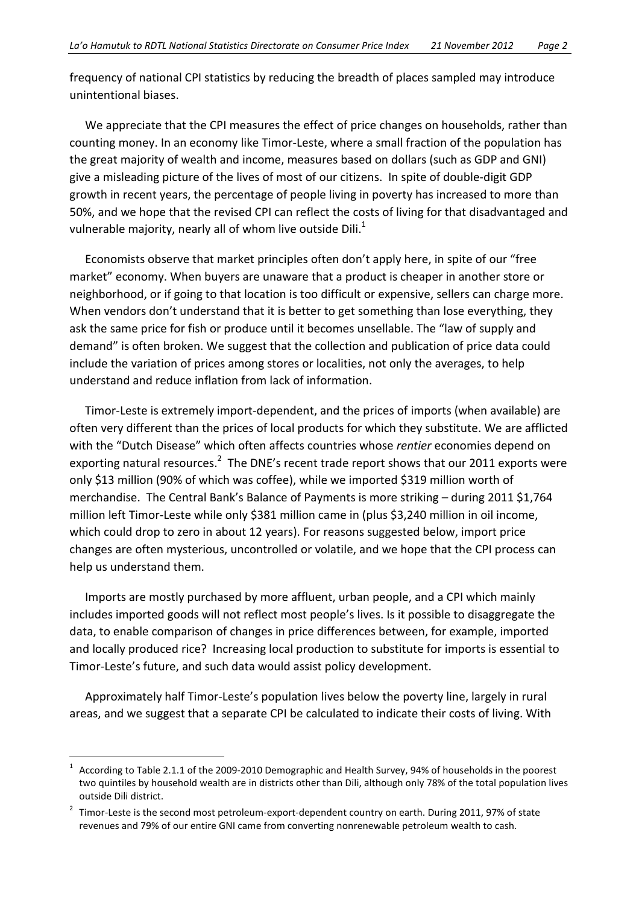frequency of national CPI statistics by reducing the breadth of places sampled may introduce unintentional biases.

We appreciate that the CPI measures the effect of price changes on households, rather than counting money. In an economy like Timor-Leste, where a small fraction of the population has the great majority of wealth and income, measures based on dollars (such as GDP and GNI) give a misleading picture of the lives of most of our citizens. In spite of double-digit GDP growth in recent years, the percentage of people living in poverty has increased to more than 50%, and we hope that the revised CPI can reflect the costs of living for that disadvantaged and vulnerable majority, nearly all of whom live outside Dili.[1]

Economists observe that market principles often don't apply here, in spite of our "free market" economy. When buyers are unaware that a product is cheaper in another store or neighborhood, or if going to that location is too difficult or expensive, sellers can charge more. When vendors don't understand that it is better to get something than lose everything, they ask the same price for fish or produce until it becomes unsellable. The "law of supply and demand" is often broken. We suggest that the collection and publication of price data could include the variation of prices among stores or localities, not only the averages, to help understand and reduce inflation from lack of information.

Timor-Leste is extremely import-dependent, and the prices of imports (when available) are often very different than the prices of local products for which they substitute. We are afflicted with the "Dutch Disease" which often affects countries whose *rentier* economies depend on exporting natural resources.[2] The DNE's recent trade report shows that our 2011 exports were only $13 million (90% of which was coffee), while we imported $319 million worth of merchandise. The Central Bank's Balance of Payments is more striking – during 2011 $1,764 million left Timor-Leste while only $381 million came in (plus $3,240 million in oil income, which could drop to zero in about 12 years). For reasons suggested below, import price changes are often mysterious, uncontrolled or volatile, and we hope that the CPI process can help us understand them.

Imports are mostly purchased by more affluent, urban people, and a CPI which mainly includes imported goods will not reflect most people's lives. Is it possible to disaggregate the data, to enable comparison of changes in price differences between, for example, imported and locally produced rice? Increasing local production to substitute for imports is essential to Timor-Leste's future, and such data would assist policy development.

Approximately half Timor-Leste's population lives below the poverty line, largely in rural areas, and we suggest that a separate CPI be calculated to indicate their costs of living. With

---

[1] According to Table 2.1.1 of the 2009-2010 Demographic and Health Survey, 94% of households in the poorest two quintiles by household wealth are in districts other than Dili, although only 78% of the total population lives outside Dili district.

[2] Timor-Leste is the second most petroleum-export-dependent country on earth. During 2011, 97% of state revenues and 79% of our entire GNI came from converting nonrenewable petroleum wealth to cash.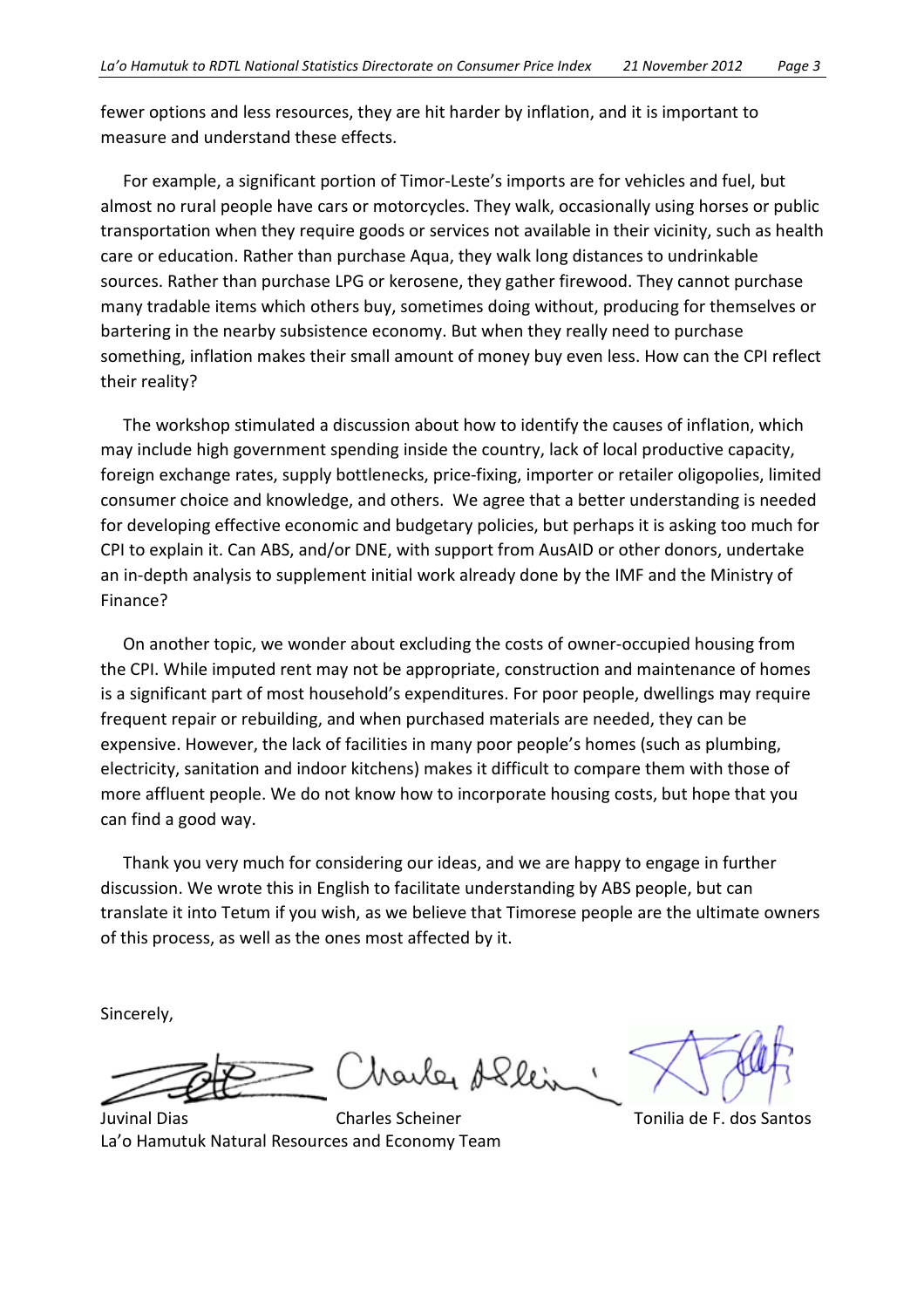fewer options and less resources, they are hit harder by inflation, and it is important to measure and understand these effects.

For example, a significant portion of Timor-Leste's imports are for vehicles and fuel, but almost no rural people have cars or motorcycles. They walk, occasionally using horses or public transportation when they require goods or services not available in their vicinity, such as health care or education. Rather than purchase Aqua, they walk long distances to undrinkable sources. Rather than purchase LPG or kerosene, they gather firewood. They cannot purchase many tradable items which others buy, sometimes doing without, producing for themselves or bartering in the nearby subsistence economy. But when they really need to purchase something, inflation makes their small amount of money buy even less. How can the CPI reflect their reality?

The workshop stimulated a discussion about how to identify the causes of inflation, which may include high government spending inside the country, lack of local productive capacity, foreign exchange rates, supply bottlenecks, price-fixing, importer or retailer oligopolies, limited consumer choice and knowledge, and others. We agree that a better understanding is needed for developing effective economic and budgetary policies, but perhaps it is asking too much for CPI to explain it. Can ABS, and/or DNE, with support from AusAID or other donors, undertake an in-depth analysis to supplement initial work already done by the IMF and the Ministry of Finance?

On another topic, we wonder about excluding the costs of owner-occupied housing from the CPI. While imputed rent may not be appropriate, construction and maintenance of homes is a significant part of most household's expenditures. For poor people, dwellings may require frequent repair or rebuilding, and when purchased materials are needed, they can be expensive. However, the lack of facilities in many poor people's homes (such as plumbing, electricity, sanitation and indoor kitchens) makes it difficult to compare them with those of more affluent people. We do not know how to incorporate housing costs, but hope that you can find a good way.

Thank you very much for considering our ideas, and we are happy to engage in further discussion. We wrote this in English to facilitate understanding by ABS people, but can translate it into Tetum if you wish, as we believe that Timorese people are the ultimate owners of this process, as well as the ones most affected by it.

Sincerely,

Juvinal Dias — Charles Scheiner — Tonilia de F. dos Santos

La'o Hamutuk Natural Resources and Economy Team